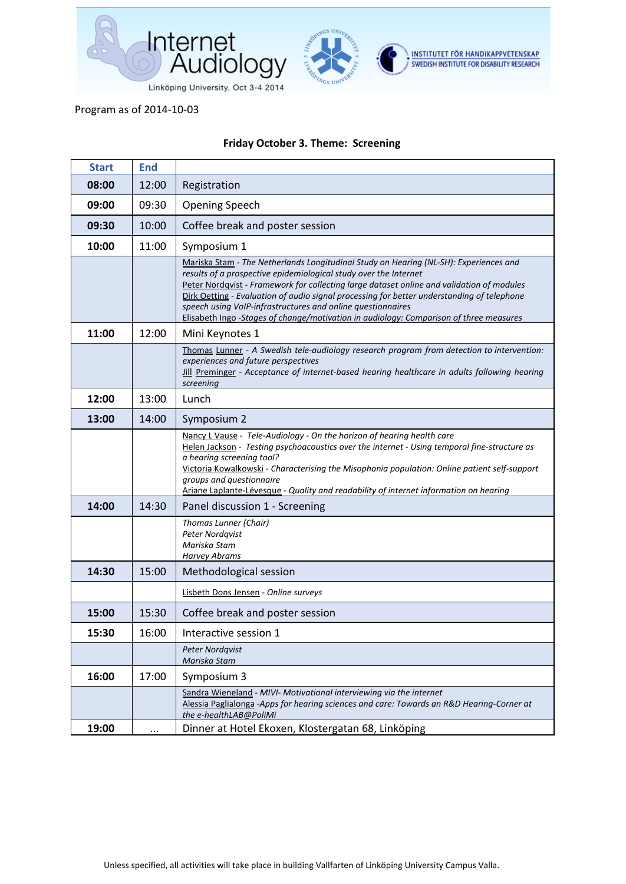Internet Audiology

Linköping University, Oct 3-4 2014

INSTITUTET FÖR HANDIKAPPVETENSKAP
SWEDISH INSTITUTE FOR DISABILITY RESEARCH

Program as of 2014-10-03

## Friday October 3. Theme: Screening

| Start | End | |
|---|---|---|
| **08:00** | 12:00 | Registration |
| **09:00** | 09:30 | Opening Speech |
| **09:30** | 10:00 | Coffee break and poster session |
| **10:00** | 11:00 | Symposium 1 |
| | | Mariska Stam - *The Netherlands Longitudinal Study on Hearing (NL-SH): Experiences and results of a prospective epidemiological study over the Internet*<br>Peter Nordqvist - *Framework for collecting large dataset online and validation of modules*<br>Dirk Oetting - *Evaluation of audio signal processing for better understanding of telephone speech using VoIP-infrastructures and online questionnaires*<br>Elisabeth Ingo -*Stages of change/motivation in audiology: Comparison of three measures* |
| **11:00** | 12:00 | Mini Keynotes 1 |
| | | Thomas Lunner - *A Swedish tele-audiology research program from detection to intervention: experiences and future perspectives*<br>Jill Preminger - *Acceptance of internet-based hearing healthcare in adults following hearing screening* |
| **12:00** | 13:00 | Lunch |
| **13:00** | 14:00 | Symposium 2 |
| | | Nancy L Vause - *Tele-Audiology - On the horizon of hearing health care*<br>Helen Jackson - *Testing psychoacoustics over the internet - Using temporal fine-structure as a hearing screening tool?*<br>Victoria Kowalkowski - *Characterising the Misophonia population: Online patient self-support groups and questionnaire*<br>Ariane Laplante-Lévesque - *Quality and readability of internet information on hearing* |
| **14:00** | 14:30 | Panel discussion 1 - Screening |
| | | *Thomas Lunner (Chair)*<br>*Peter Nordqvist*<br>*Mariska Stam*<br>*Harvey Abrams* |
| **14:30** | 15:00 | Methodological session |
| | | Lisbeth Dons Jensen - *Online surveys* |
| **15:00** | 15:30 | Coffee break and poster session |
| **15:30** | 16:00 | Interactive session 1 |
| | | *Peter Nordqvist*<br>*Mariska Stam* |
| **16:00** | 17:00 | Symposium 3 |
| | | Sandra Wieneland - *MIVI- Motivational interviewing via the internet*<br>Alessia Paglialonga -*Apps for hearing sciences and care: Towards an R&D Hearing-Corner at the e-healthLAB@PoliMi* |
| **19:00** | ... | Dinner at Hotel Ekoxen, Klostergatan 68, Linköping |

Unless specified, all activities will take place in building Vallfarten of Linköping University Campus Valla.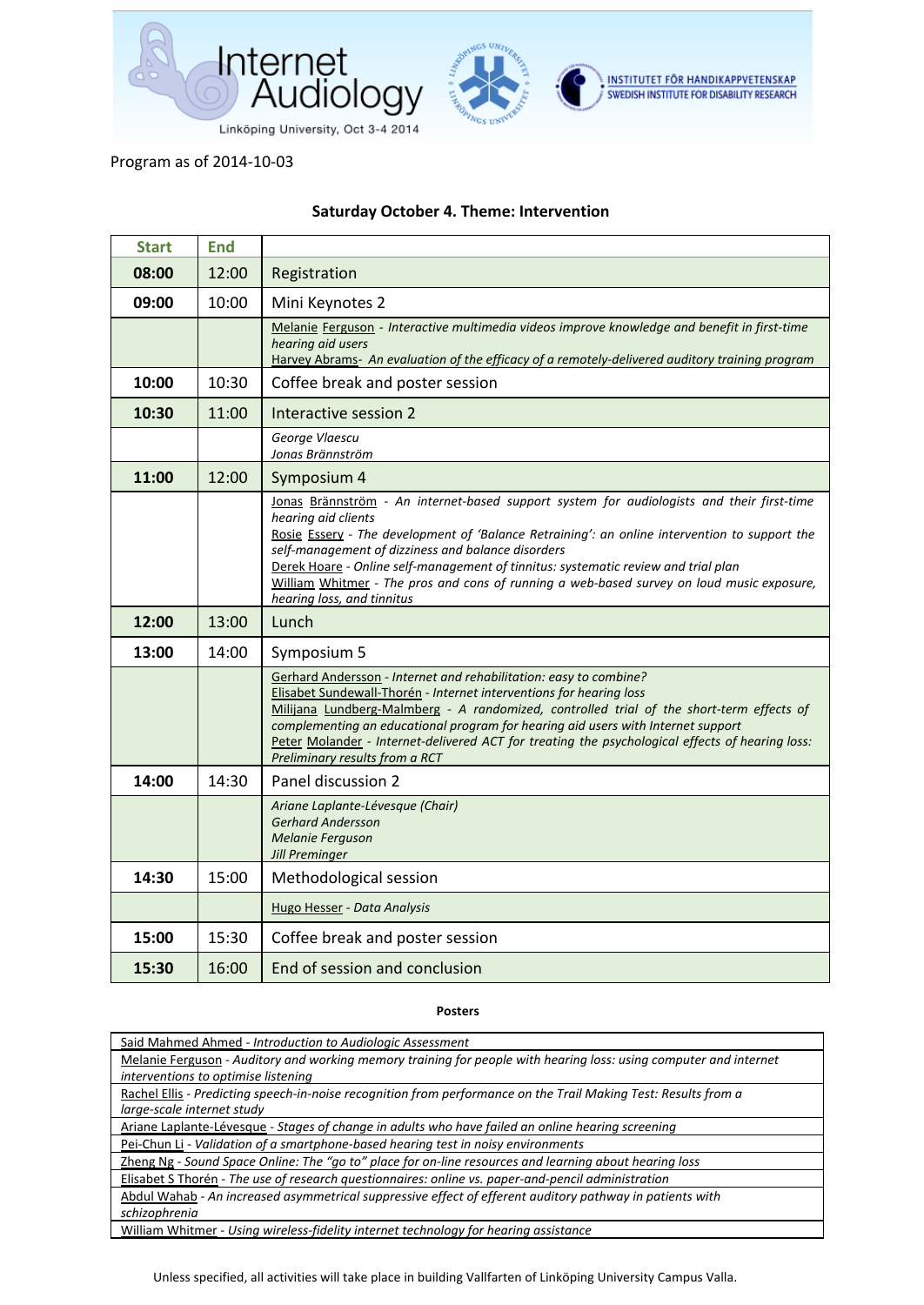Internet Audiology

Linköping University, Oct 3-4 2014

INSTITUTET FÖR HANDIKAPPVETENSKAP
SWEDISH INSTITUTE FOR DISABILITY RESEARCH

Program as of 2014-10-03

### Saturday October 4. Theme: Intervention

| Start | End | |
|---|---|---|
| **08:00** | 12:00 | Registration |
| **09:00** | 10:00 | Mini Keynotes 2 |
| | | Melanie Ferguson - *Interactive multimedia videos improve knowledge and benefit in first-time hearing aid users*<br>Harvey Abrams- *An evaluation of the efficacy of a remotely-delivered auditory training program* |
| **10:00** | 10:30 | Coffee break and poster session |
| **10:30** | 11:00 | Interactive session 2 |
| | | *George Vlaescu*<br>*Jonas Brännström* |
| **11:00** | 12:00 | Symposium 4 |
| | | Jonas Brännström - *An internet-based support system for audiologists and their first-time hearing aid clients*<br>Rosie Essery - *The development of 'Balance Retraining': an online intervention to support the self-management of dizziness and balance disorders*<br>Derek Hoare - *Online self-management of tinnitus: systematic review and trial plan*<br>William Whitmer - *The pros and cons of running a web-based survey on loud music exposure, hearing loss, and tinnitus* |
| **12:00** | 13:00 | Lunch |
| **13:00** | 14:00 | Symposium 5 |
| | | Gerhard Andersson - *Internet and rehabilitation: easy to combine?*<br>Elisabet Sundewall-Thorén - *Internet interventions for hearing loss*<br>Milijana Lundberg-Malmberg - *A randomized, controlled trial of the short-term effects of complementing an educational program for hearing aid users with Internet support*<br>Peter Molander - *Internet-delivered ACT for treating the psychological effects of hearing loss: Preliminary results from a RCT* |
| **14:00** | 14:30 | Panel discussion 2 |
| | | *Ariane Laplante-Lévesque (Chair)*<br>*Gerhard Andersson*<br>*Melanie Ferguson*<br>*Jill Preminger* |
| **14:30** | 15:00 | Methodological session |
| | | Hugo Hesser - *Data Analysis* |
| **15:00** | 15:30 | Coffee break and poster session |
| **15:30** | 16:00 | End of session and conclusion |

**Posters**

| |
|---|
| Said Mahmed Ahmed - *Introduction to Audiologic Assessment* |
| Melanie Ferguson - *Auditory and working memory training for people with hearing loss: using computer and internet interventions to optimise listening* |
| Rachel Ellis - *Predicting speech-in-noise recognition from performance on the Trail Making Test: Results from a large-scale internet study* |
| Ariane Laplante-Lévesque - *Stages of change in adults who have failed an online hearing screening* |
| Pei-Chun Li - *Validation of a smartphone-based hearing test in noisy environments* |
| Zheng Ng - *Sound Space Online: The "go to" place for on-line resources and learning about hearing loss* |
| Elisabet S Thorén - *The use of research questionnaires: online vs. paper-and-pencil administration* |
| Abdul Wahab - *An increased asymmetrical suppressive effect of efferent auditory pathway in patients with schizophrenia* |
| William Whitmer - *Using wireless-fidelity internet technology for hearing assistance* |

Unless specified, all activities will take place in building Vallfarten of Linköping University Campus Valla.